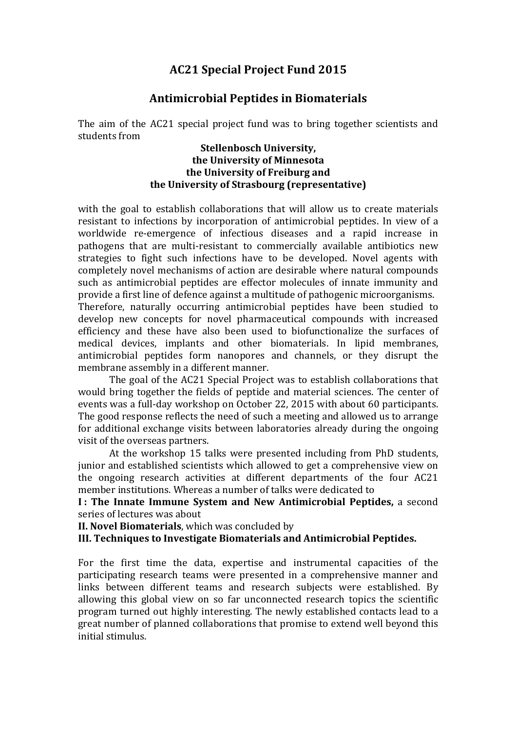# AC21 Special Project Fund 2015

## Antimicrobial Peptides in Biomaterials

The aim of the AC21 special project fund was to bring together scientists and students from

**Stellenbosch University,**
**the University of Minnesota**
**the University of Freiburg and**
**the University of Strasbourg (representative)**

with the goal to establish collaborations that will allow us to create materials resistant to infections by incorporation of antimicrobial peptides. In view of a worldwide re-emergence of infectious diseases and a rapid increase in pathogens that are multi-resistant to commercially available antibiotics new strategies to fight such infections have to be developed. Novel agents with completely novel mechanisms of action are desirable where natural compounds such as antimicrobial peptides are effector molecules of innate immunity and provide a first line of defence against a multitude of pathogenic microorganisms. Therefore, naturally occurring antimicrobial peptides have been studied to develop new concepts for novel pharmaceutical compounds with increased efficiency and these have also been used to biofunctionalize the surfaces of medical devices, implants and other biomaterials. In lipid membranes, antimicrobial peptides form nanopores and channels, or they disrupt the membrane assembly in a different manner.

The goal of the AC21 Special Project was to establish collaborations that would bring together the fields of peptide and material sciences. The center of events was a full-day workshop on October 22, 2015 with about 60 participants. The good response reflects the need of such a meeting and allowed us to arrange for additional exchange visits between laboratories already during the ongoing visit of the overseas partners.

At the workshop 15 talks were presented including from PhD students, junior and established scientists which allowed to get a comprehensive view on the ongoing research activities at different departments of the four AC21 member institutions. Whereas a number of talks were dedicated to

**I : The Innate Immune System and New Antimicrobial Peptides,** a second series of lectures was about

**II. Novel Biomaterials**, which was concluded by

**III. Techniques to Investigate Biomaterials and Antimicrobial Peptides.**

For the first time the data, expertise and instrumental capacities of the participating research teams were presented in a comprehensive manner and links between different teams and research subjects were established. By allowing this global view on so far unconnected research topics the scientific program turned out highly interesting. The newly established contacts lead to a great number of planned collaborations that promise to extend well beyond this initial stimulus.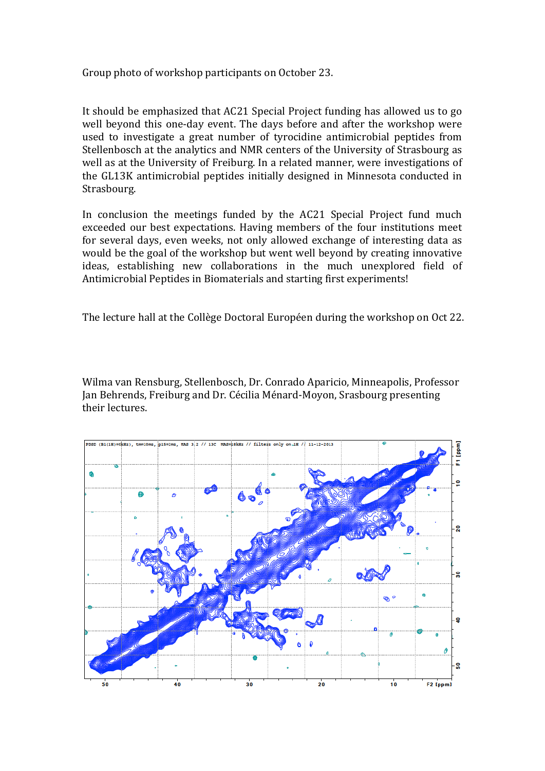Group photo of workshop participants on October 23.

It should be emphasized that AC21 Special Project funding has allowed us to go well beyond this one-day event. The days before and after the workshop were used to investigate a great number of tyrocidine antimicrobial peptides from Stellenbosch at the analytics and NMR centers of the University of Strasbourg as well as at the University of Freiburg. In a related manner, were investigations of the GL13K antimicrobial peptides initially designed in Minnesota conducted in Strasbourg.

In conclusion the meetings funded by the AC21 Special Project fund much exceeded our best expectations. Having members of the four institutions meet for several days, even weeks, not only allowed exchange of interesting data as would be the goal of the workshop but went well beyond by creating innovative ideas, establishing new collaborations in the much unexplored field of Antimicrobial Peptides in Biomaterials and starting first experiments!

The lecture hall at the Collège Doctoral Européen during the workshop on Oct 22.

Wilma van Rensburg, Stellenbosch, Dr. Conrado Aparicio, Minneapolis, Professor Jan Behrends, Freiburg and Dr. Cécilia Ménard-Moyon, Srasbourg presenting their lectures.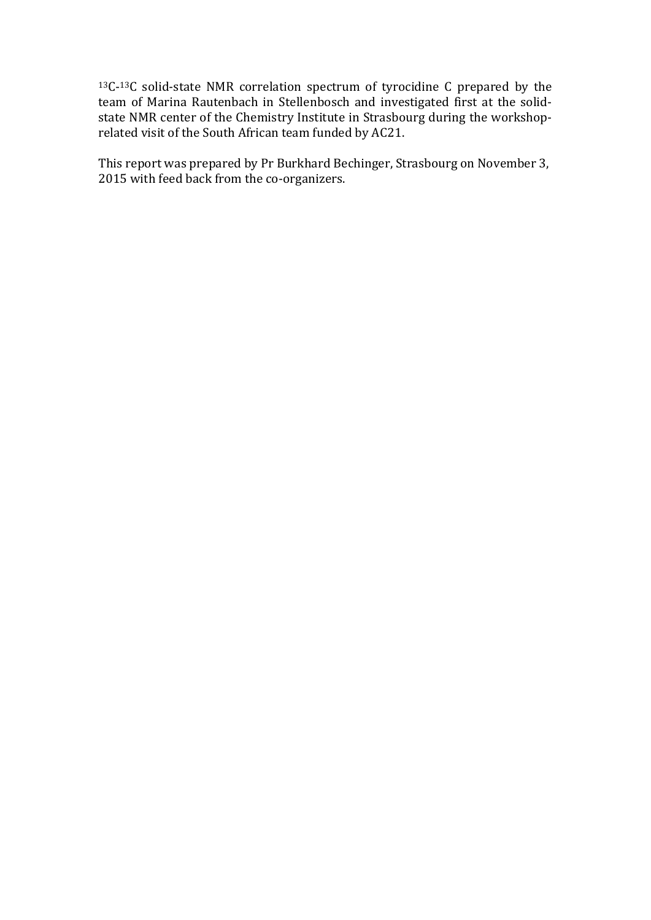$^{13}C$-$^{13}C$ solid-state NMR correlation spectrum of tyrocidine C prepared by the team of Marina Rautenbach in Stellenbosch and investigated first at the solid-state NMR center of the Chemistry Institute in Strasbourg during the workshop-related visit of the South African team funded by AC21.

This report was prepared by Pr Burkhard Bechinger, Strasbourg on November 3, 2015 with feed back from the co-organizers.